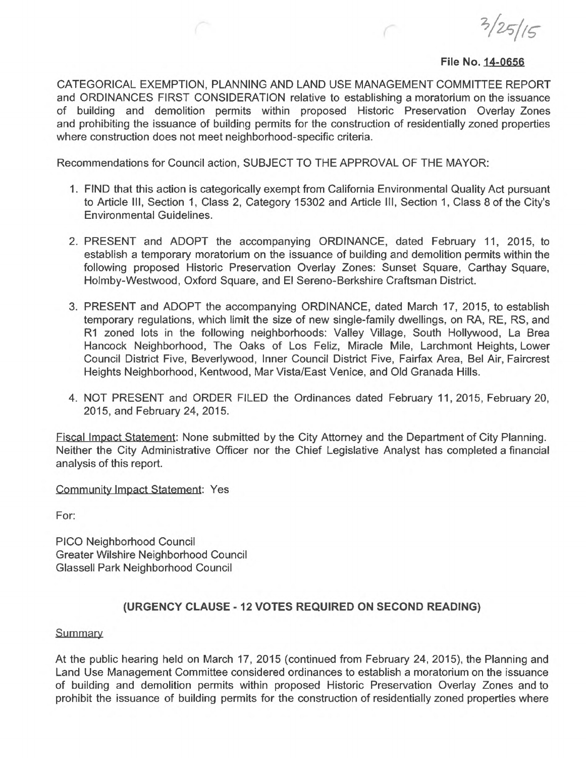3/25/15

**File No. 14-0656**

CATEGORICAL EXEMPTION, PLANNING AND LAND USE MANAGEMENT COMMITTEE REPORT and ORDINANCES FIRST CONSIDERATION relative to establishing a moratorium on the issuance of building and demolition permits within proposed Historic Preservation Overlay Zones and prohibiting the issuance of building permits for the construction of residentially zoned properties where construction does not meet neighborhood-specific criteria.

Recommendations for Council action, SUBJECT TO THE APPROVAL OF THE MAYOR:

1. FIND that this action is categorically exempt from California Environmental Quality Act pursuant to Article III, Section 1, Class 2, Category 15302 and Article III, Section 1, Class 8 of the City's Environmental Guidelines.

2. PRESENT and ADOPT the accompanying ORDINANCE, dated February 11, 2015, to establish a temporary moratorium on the issuance of building and demolition permits within the following proposed Historic Preservation Overlay Zones: Sunset Square, Carthay Square, Holmby-Westwood, Oxford Square, and El Sereno-Berkshire Craftsman District.

3. PRESENT and ADOPT the accompanying ORDINANCE, dated March 17, 2015, to establish temporary regulations, which limit the size of new single-family dwellings, on RA, RE, RS, and R1 zoned lots in the following neighborhoods: Valley Village, South Hollywood, La Brea Hancock Neighborhood, The Oaks of Los Feliz, Miracle Mile, Larchmont Heights, Lower Council District Five, Beverlywood, Inner Council District Five, Fairfax Area, Bel Air, Faircrest Heights Neighborhood, Kentwood, Mar Vista/East Venice, and Old Granada Hills.

4. NOT PRESENT and ORDER FILED the Ordinances dated February 11, 2015, February 20, 2015, and February 24, 2015.

Fiscal Impact Statement: None submitted by the City Attorney and the Department of City Planning. Neither the City Administrative Officer nor the Chief Legislative Analyst has completed a financial analysis of this report.

Community Impact Statement: Yes

For:

PICO Neighborhood Council
Greater Wilshire Neighborhood Council
Glassell Park Neighborhood Council

**(URGENCY CLAUSE - 12 VOTES REQUIRED ON SECOND READING)**

Summary

At the public hearing held on March 17, 2015 (continued from February 24, 2015), the Planning and Land Use Management Committee considered ordinances to establish a moratorium on the issuance of building and demolition permits within proposed Historic Preservation Overlay Zones and to prohibit the issuance of building permits for the construction of residentially zoned properties where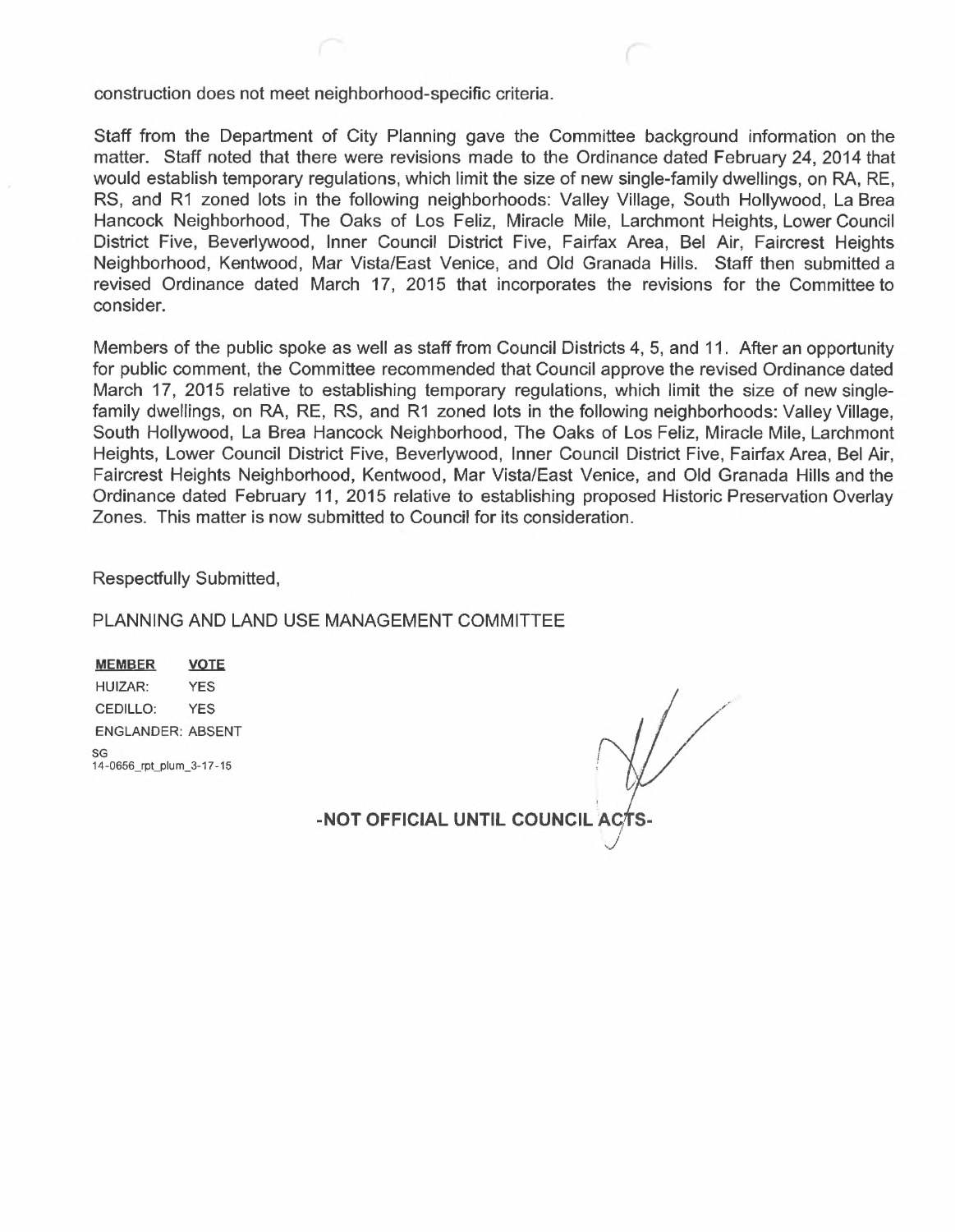construction does not meet neighborhood-specific criteria.

Staff from the Department of City Planning gave the Committee background information on the matter. Staff noted that there were revisions made to the Ordinance dated February 24, 2014 that would establish temporary regulations, which limit the size of new single-family dwellings, on RA, RE, RS, and R1 zoned lots in the following neighborhoods: Valley Village, South Hollywood, La Brea Hancock Neighborhood, The Oaks of Los Feliz, Miracle Mile, Larchmont Heights, Lower Council District Five, Beverlywood, Inner Council District Five, Fairfax Area, Bel Air, Faircrest Heights Neighborhood, Kentwood, Mar Vista/East Venice, and Old Granada Hills. Staff then submitted a revised Ordinance dated March 17, 2015 that incorporates the revisions for the Committee to consider.

Members of the public spoke as well as staff from Council Districts 4, 5, and 11. After an opportunity for public comment, the Committee recommended that Council approve the revised Ordinance dated March 17, 2015 relative to establishing temporary regulations, which limit the size of new single-family dwellings, on RA, RE, RS, and R1 zoned lots in the following neighborhoods: Valley Village, South Hollywood, La Brea Hancock Neighborhood, The Oaks of Los Feliz, Miracle Mile, Larchmont Heights, Lower Council District Five, Beverlywood, Inner Council District Five, Fairfax Area, Bel Air, Faircrest Heights Neighborhood, Kentwood, Mar Vista/East Venice, and Old Granada Hills and the Ordinance dated February 11, 2015 relative to establishing proposed Historic Preservation Overlay Zones. This matter is now submitted to Council for its consideration.

Respectfully Submitted,

PLANNING AND LAND USE MANAGEMENT COMMITTEE

| MEMBER | VOTE |
|---|---|
| HUIZAR: | YES |
| CEDILLO: | YES |
| ENGLANDER: | ABSENT |

SG
14-0656_rpt_plum_3-17-15

-NOT OFFICIAL UNTIL COUNCIL ACTS-